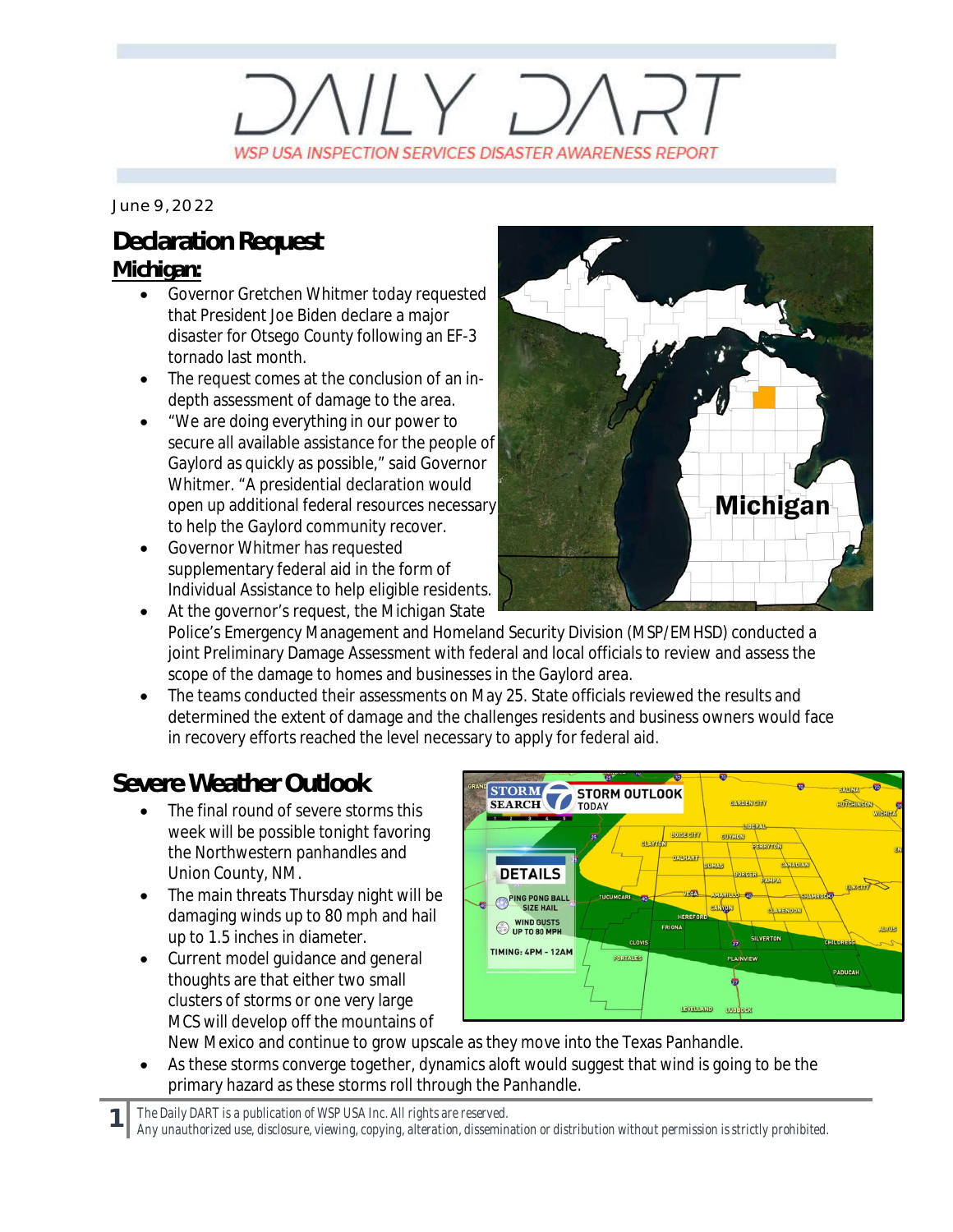# DAILY DART

WSP USA INSPECTION SERVICES DISASTER AWARENESS REPORT

June 9, 2022

## Declaration Request

**Michigan:**

- Governor Gretchen Whitmer today requested that President Joe Biden declare a major disaster for Otsego County following an EF-3 tornado last month.
- The request comes at the conclusion of an in-depth assessment of damage to the area.
- "We are doing everything in our power to secure all available assistance for the people of Gaylord as quickly as possible," said Governor Whitmer. "A presidential declaration would open up additional federal resources necessary to help the Gaylord community recover.
- Governor Whitmer has requested supplementary aid in the form of Individual Assistance to help eligible residents.
- At the governor's request, the Michigan State Police's Emergency Management and Homeland Security Division (MSP/EMHSD) conducted a joint Preliminary Damage Assessment with federal and local officials to review and assess the scope of the damage to homes and businesses in the Gaylord area.
- The teams conducted their assessments on May 25. State officials reviewed the results and determined the extent of damage and the challenges residents and business owners would face in recovery efforts reached the level necessary to apply for federal aid.

## Severe Weather Outlook

- The final round of severe storms this week will be possible tonight favoring the Northwestern panhandles and Union County, NM.
- The main threats Thursday night will be damaging winds up to 80 mph and hail up to 1.5 inches in diameter.
- Current model guidance and general thoughts are that either two small clusters of storms or one very large MCS will develop off the mountains of New Mexico and continue to grow upscale as they move into the Texas Panhandle.
- As these storms converge together, dynamics aloft would suggest that wind is going to be the primary hazard as these storms roll through the Panhandle.

*The Daily DART is a publication of WSP USA Inc. All rights are reserved.*
*Any unauthorized use, disclosure, viewing, copying, alteration, dissemination or distribution without permission is strictly prohibited.*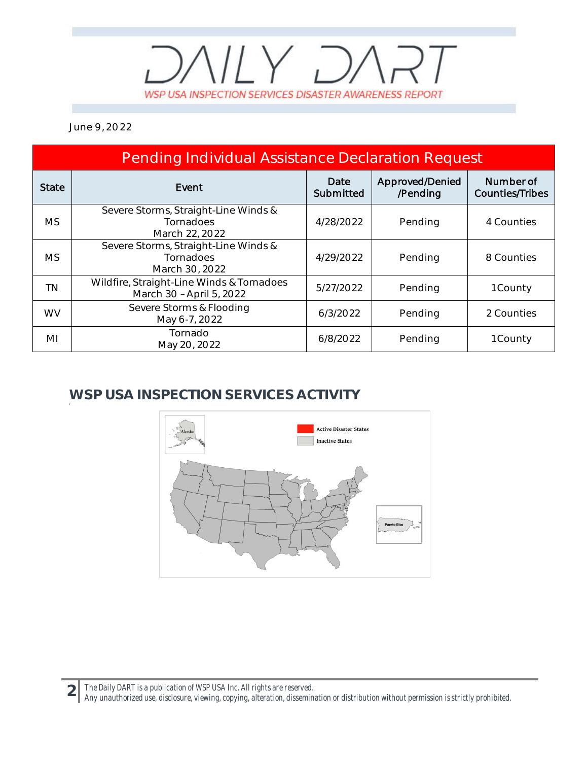# DAILY DART

WSP USA INSPECTION SERVICES DISASTER AWARENESS REPORT

June 9, 2022

| Pending Individual Assistance Declaration Request | | | | |
|---|---|---|---|---|
| **State** | **Event** | **Date Submitted** | **Approved/Denied /Pending** | **Number of Counties/Tribes** |
| MS | Severe Storms, Straight-Line Winds & Tornadoes March 22, 2022 | 4/28/2022 | Pending | 4 Counties |
| MS | Severe Storms, Straight-Line Winds & Tornadoes March 30, 2022 | 4/29/2022 | Pending | 8 Counties |
| TN | Wildfire, Straight-Line Winds & Tornadoes March 30 – April 5, 2022 | 5/27/2022 | Pending | 1 County |
| WV | Severe Storms & Flooding May 6-7, 2022 | 6/3/2022 | Pending | 2 Counties |
| MI | Tornado May 20, 2022 | 6/8/2022 | Pending | 1 County |

## WSP USA INSPECTION SERVICES ACTIVITY

Active Disaster States

Inactive States

Alaska

Puerto Rico